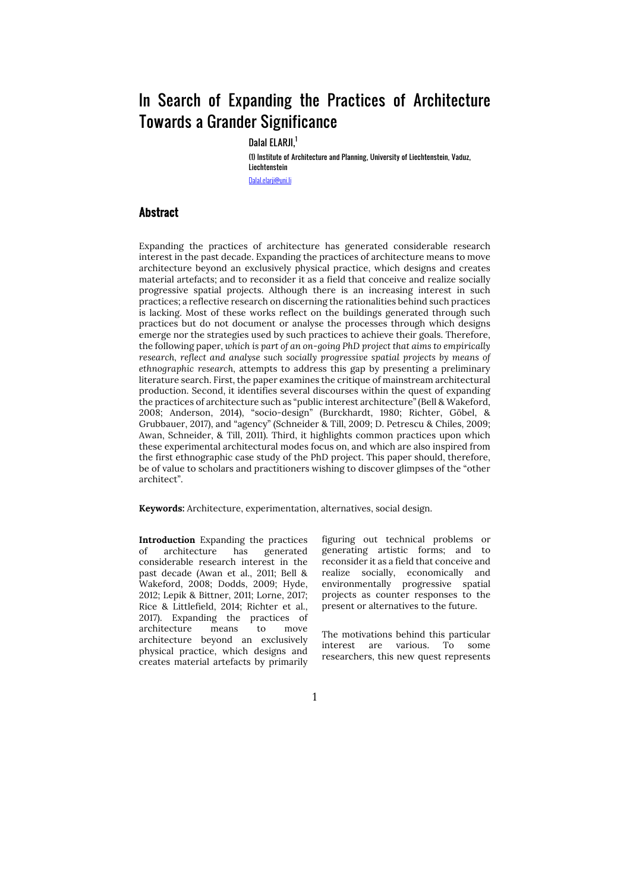# In Search of Expanding the Practices of Architecture Towards a Grander Significance

Dalal ELARJI,[1]

(1) Institute of Architecture and Planning, University of Liechtenstein, Vaduz, Liechtenstein

Dalal.elarji@uni.li

## Abstract

Expanding the practices of architecture has generated considerable research interest in the past decade. Expanding the practices of architecture means to move architecture beyond an exclusively physical practice, which designs and creates material artefacts; and to reconsider it as a field that conceive and realize socially progressive spatial projects. Although there is an increasing interest in such practices; a reflective research on discerning the rationalities behind such practices is lacking. Most of these works reflect on the buildings generated through such practices but do not document or analyse the processes through which designs emerge nor the strategies used by such practices to achieve their goals. Therefore, the following paper, *which is part of an on-going PhD project that aims to empirically research, reflect and analyse such socially progressive spatial projects by means of ethnographic research*, attempts to address this gap by presenting a preliminary literature search. First, the paper examines the critique of mainstream architectural production. Second, it identifies several discourses within the quest of expanding the practices of architecture such as "public interest architecture" (Bell & Wakeford, 2008; Anderson, 2014), "socio-design" (Burckhardt, 1980; Richter, Göbel, & Grubbauer, 2017), and "agency" (Schneider & Till, 2009; D. Petrescu & Chiles, 2009; Awan, Schneider, & Till, 2011). Third, it highlights common practices upon which these experimental architectural modes focus on, and which are also inspired from the first ethnographic case study of the PhD project. This paper should, therefore, be of value to scholars and practitioners wishing to discover glimpses of the "other architect".

**Keywords:** Architecture, experimentation, alternatives, social design.

**Introduction** Expanding the practices of architecture has generated considerable research interest in the past decade (Awan et al., 2011; Bell & Wakeford, 2008; Dodds, 2009; Hyde, 2012; Lepik & Bittner, 2011; Lorne, 2017; Rice & Littlefield, 2014; Richter et al., 2017). Expanding the practices of architecture means to move architecture beyond an exclusively physical practice, which designs and creates material artefacts by primarily figuring out technical problems or generating artistic forms; and to reconsider it as a field that conceive and realize socially, economically and environmentally progressive spatial projects as counter responses to the present or alternatives to the future.

The motivations behind this particular interest are various. To some researchers, this new quest represents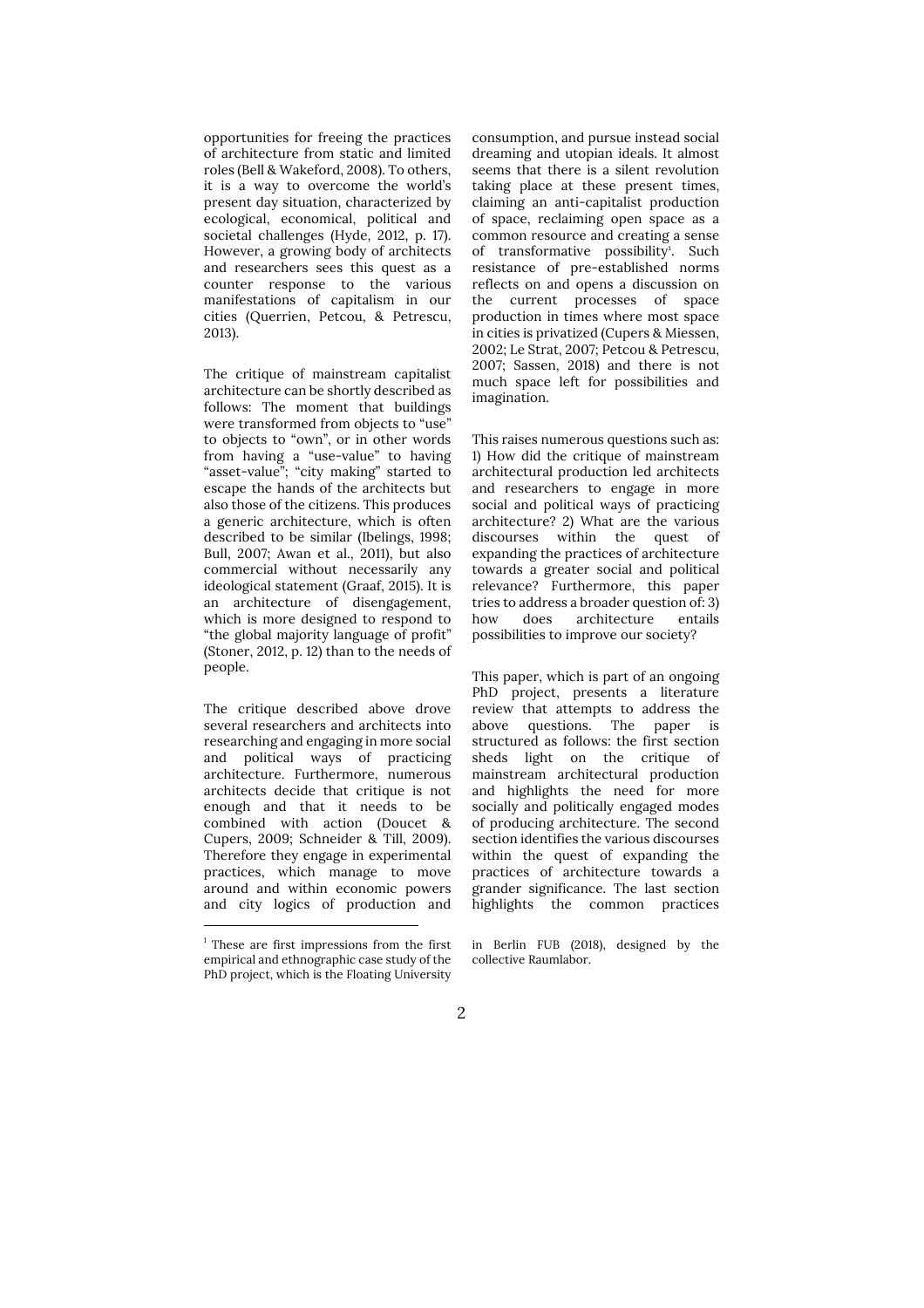opportunities for freeing the practices of architecture from static and limited roles (Bell & Wakeford, 2008). To others, it is a way to overcome the world's present day situation, characterized by ecological, economical, political and societal challenges (Hyde, 2012, p. 17). However, a growing body of architects and researchers sees this quest as a counter response to the various manifestations of capitalism in our cities (Querrien, Petcou, & Petrescu, 2013).

The critique of mainstream capitalist architecture can be shortly described as follows: The moment that buildings were transformed from objects to "use" to objects to "own", or in other words from having a "use-value" to having "asset-value"; "city making" started to escape the hands of the architects but also those of the citizens. This produces a generic architecture, which is often described to be similar (Ibelings, 1998; Bull, 2007; Awan et al., 2011), but also commercial without necessarily any ideological statement (Graaf, 2015). It is an architecture of disengagement, which is more designed to respond to "the global majority language of profit" (Stoner, 2012, p. 12) than to the needs of people.

The critique described above drove several researchers and architects into researching and engaging in more social and political ways of practicing architecture. Furthermore, numerous architects decide that critique is not enough and that it needs to be combined with action (Doucet & Cupers, 2009; Schneider & Till, 2009). Therefore they engage in experimental practices, which manage to move around and within economic powers and city logics of production and consumption, and pursue instead social dreaming and utopian ideals. It almost seems that there is a silent revolution taking place at these present times, claiming an anti-capitalist production of space, reclaiming open space as a common resource and creating a sense of transformative possibility[1]. Such resistance of pre-established norms reflects on and opens a discussion on the current processes of space production in times where most space in cities is privatized (Cupers & Miessen, 2002; Le Strat, 2007; Petcou & Petrescu, 2007; Sassen, 2018) and there is not much space left for possibilities and imagination.

This raises numerous questions such as: 1) How did the critique of mainstream architectural production led architects and researchers to engage in more social and political ways of practicing architecture? 2) What are the various discourses within the quest of expanding the practices of architecture towards a greater social and political relevance? Furthermore, this paper tries to address a broader question of: 3) how does architecture entails possibilities to improve our society?

This paper, which is part of an ongoing PhD project, presents a literature review that attempts to address the above questions. The paper is structured as follows: the first section sheds light on the critique of mainstream architectural production and highlights the need for more socially and politically engaged modes of producing architecture. The second section identifies the various discourses within the quest of expanding the practices of architecture towards a grander significance. The last section highlights the common practices

[1] These are first impressions from the first empirical and ethnographic case study of the PhD project, which is the Floating University in Berlin FUB (2018), designed by the collective Raumlabor.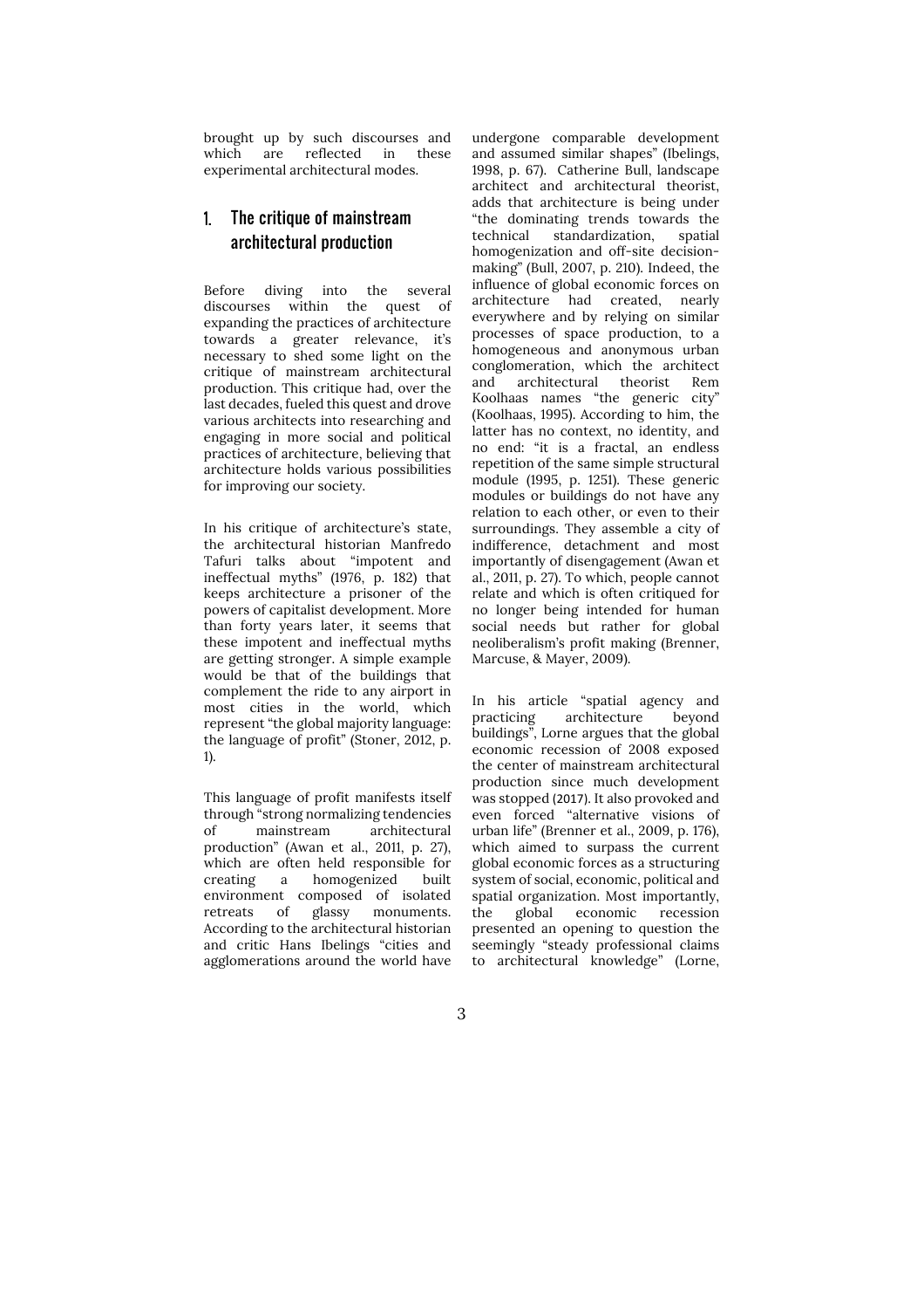brought up by such discourses and which are reflected in these experimental architectural modes.

## 1. The critique of mainstream architectural production

Before diving into the several discourses within the quest of expanding the practices of architecture towards a greater relevance, it's necessary to shed some light on the critique of mainstream architectural production. This critique had, over the last decades, fueled this quest and drove various architects into researching and engaging in more social and political practices of architecture, believing that architecture holds various possibilities for improving our society.

In his critique of architecture's state, the architectural historian Manfredo Tafuri talks about "impotent and ineffectual myths" (1976, p. 182) that keeps architecture a prisoner of the powers of capitalist development. More than forty years later, it seems that these impotent and ineffectual myths are getting stronger. A simple example would be that of the buildings that complement the ride to any airport in most cities in the world, which represent "the global majority language: the language of profit" (Stoner, 2012, p. 1).

This language of profit manifests itself through "strong normalizing tendencies of mainstream architectural production" (Awan et al., 2011, p. 27), which are often held responsible for creating a homogenized built environment composed of isolated retreats of glassy monuments. According to the architectural historian and critic Hans Ibelings "cities and agglomerations around the world have undergone comparable development and assumed similar shapes" (Ibelings, 1998, p. 67). Catherine Bull, landscape architect and architectural theorist, adds that architecture is being under "the dominating trends towards the technical standardization, spatial homogenization and off-site decision-making" (Bull, 2007, p. 210). Indeed, the influence of global economic forces on architecture had created, nearly everywhere and by relying on similar processes of space production, to a homogeneous and anonymous urban conglomeration, which the architect and architectural theorist Rem Koolhaas names "the generic city" (Koolhaas, 1995). According to him, the latter has no context, no identity, and no end: "it is a fractal, an endless repetition of the same simple structural module (1995, p. 1251). These generic modules or buildings do not have any relation to each other, or even to their surroundings. They assemble a city of indifference, detachment and most importantly of disengagement (Awan et al., 2011, p. 27). To which, people cannot relate and which is often critiqued for no longer being intended for human social needs but rather for global neoliberalism's profit making (Brenner, Marcuse, & Mayer, 2009).

In his article "spatial agency and practicing architecture beyond buildings", Lorne argues that the global economic recession of 2008 exposed the center of mainstream architectural production since much development was stopped (2017). It also provoked and even forced "alternative visions of urban life" (Brenner et al., 2009, p. 176), which aimed to surpass the current global economic forces as a structuring system of social, economic, political and spatial organization. Most importantly, the global economic recession presented an opening to question the seemingly "steady professional claims to architectural knowledge" (Lorne,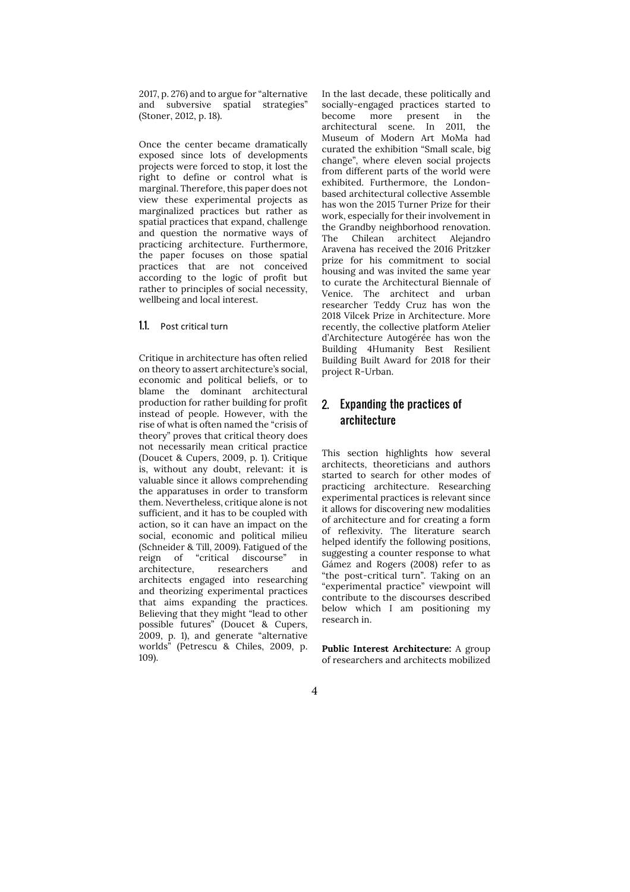2017, p. 276) and to argue for "alternative and subversive spatial strategies" (Stoner, 2012, p. 18).

Once the center became dramatically exposed since lots of developments projects were forced to stop, it lost the right to define or control what is marginal. Therefore, this paper does not view these experimental projects as marginalized practices but rather as spatial practices that expand, challenge and question the normative ways of practicing architecture. Furthermore, the paper focuses on those spatial practices that are not conceived according to the logic of profit but rather to principles of social necessity, wellbeing and local interest.

### 1.1. Post critical turn

Critique in architecture has often relied on theory to assert architecture's social, economic and political beliefs, or to blame the dominant architectural production for rather building for profit instead of people. However, with the rise of what is often named the "crisis of theory" proves that critical theory does not necessarily mean critical practice (Doucet & Cupers, 2009, p. 1). Critique is, without any doubt, relevant: it is valuable since it allows comprehending the apparatuses in order to transform them. Nevertheless, critique alone is not sufficient, and it has to be coupled with action, so it can have an impact on the social, economic and political milieu (Schneider & Till, 2009). Fatigued of the reign of "critical discourse" in architecture, researchers and architects engaged into researching and theorizing experimental practices that aims expanding the practices. Believing that they might "lead to other possible futures" (Doucet & Cupers, 2009, p. 1), and generate "alternative worlds" (Petrescu & Chiles, 2009, p. 109).

In the last decade, these politically and socially-engaged practices started to become more present in the architectural scene. In 2011, the Museum of Modern Art MoMa had curated the exhibition "Small scale, big change", where eleven social projects from different parts of the world were exhibited. Furthermore, the London-based architectural collective Assemble has won the 2015 Turner Prize for their work, especially for their involvement in the Grandby neighborhood renovation. The Chilean architect Alejandro Aravena has received the 2016 Pritzker prize for his commitment to social housing and was invited the same year to curate the Architectural Biennale of Venice. The architect and urban researcher Teddy Cruz has won the 2018 Vilcek Prize in Architecture. More recently, the collective platform Atelier d'Architecture Autogérée has won the Building 4Humanity Best Resilient Building Built Award for 2018 for their project R-Urban.

## 2. Expanding the practices of architecture

This section highlights how several architects, theoreticians and authors started to search for other modes of practicing architecture. Researching experimental practices is relevant since it allows for discovering new modalities of architecture and for creating a form of reflexivity. The literature search helped identify the following positions, suggesting a counter response to what Gámez and Rogers (2008) refer to as "the post-critical turn". Taking on an "experimental practice" viewpoint will contribute to the discourses described below which I am positioning my research in.

**Public Interest Architecture:** A group of researchers and architects mobilized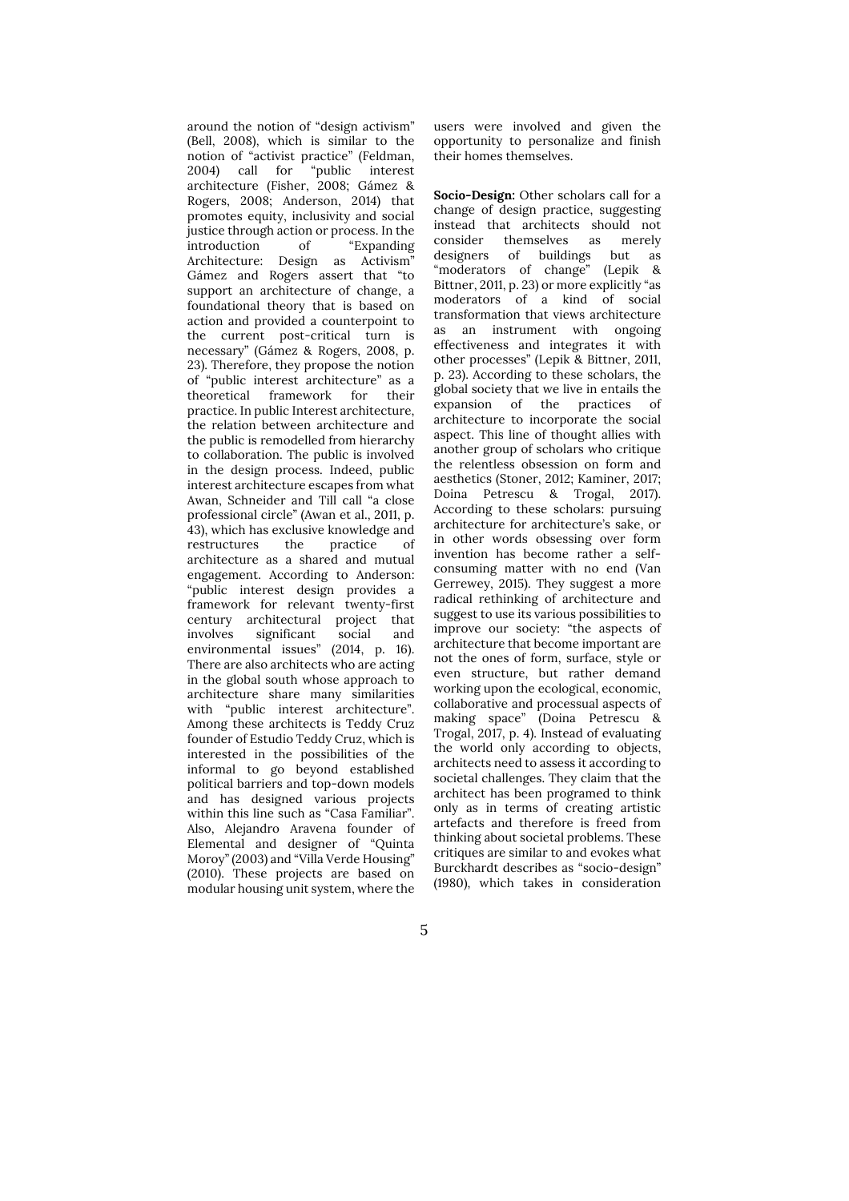around the notion of "design activism" (Bell, 2008), which is similar to the notion of "activist practice" (Feldman, 2004) call for "public interest architecture (Fisher, 2008; Gámez & Rogers, 2008; Anderson, 2014) that promotes equity, inclusivity and social justice through action or process. In the introduction of "Expanding Architecture: Design as Activism" Gámez and Rogers assert that "to support an architecture of change, a foundational theory that is based on action and provided a counterpoint to the current post-critical turn is necessary" (Gámez & Rogers, 2008, p. 23). Therefore, they propose the notion of "public interest architecture" as a theoretical framework for their practice. In public Interest architecture, the relation between architecture and the public is remodelled from hierarchy to collaboration. The public is involved in the design process. Indeed, public interest architecture escapes from what Awan, Schneider and Till call "a close professional circle" (Awan et al., 2011, p. 43), which has exclusive knowledge and restructures the practice of architecture as a shared and mutual engagement. According to Anderson: "public interest design provides a framework for relevant twenty-first century architectural project that involves significant social and environmental issues" (2014, p. 16). There are also architects who are acting in the global south whose approach to architecture share many similarities with "public interest architecture". Among these architects is Teddy Cruz founder of Estudio Teddy Cruz, which is interested in the possibilities of the informal to go beyond established political barriers and top-down models and has designed various projects within this line such as "Casa Familiar". Also, Alejandro Aravena founder of Elemental and designer of "Quinta Moroy" (2003) and "Villa Verde Housing" (2010). These projects are based on modular housing unit system, where the users were involved and given the opportunity to personalize and finish their homes themselves.

**Socio-Design:** Other scholars call for a change of design practice, suggesting instead that architects should not consider themselves as merely designers of buildings but as "moderators of change" (Lepik & Bittner, 2011, p. 23) or more explicitly "as moderators of a kind of social transformation that views architecture as an instrument with ongoing effectiveness and integrates it with other processes" (Lepik & Bittner, 2011, p. 23). According to these scholars, the global society that we live in entails the expansion of the practices of architecture to incorporate the social aspect. This line of thought allies with another group of scholars who critique the relentless obsession on form and aesthetics (Stoner, 2012; Kaminer, 2017; Doina Petrescu & Trogal, 2017). According to these scholars: pursuing architecture for architecture's sake, or in other words obsessing over form invention has become rather a self-consuming matter with no end (Van Gerrewey, 2015). They suggest a more radical rethinking of architecture and suggest to use its various possibilities to improve our society: "the aspects of architecture that become important are not the ones of form, surface, style or even structure, but rather demand working upon the ecological, economic, collaborative and processual aspects of making space" (Doina Petrescu & Trogal, 2017, p. 4). Instead of evaluating the world only according to objects, architects need to assess it according to societal challenges. They claim that the architect has been programed to think only as in terms of creating artistic artefacts and therefore is freed from thinking about societal problems. These critiques are similar to and evokes what Burckhardt describes as "socio-design" (1980), which takes in consideration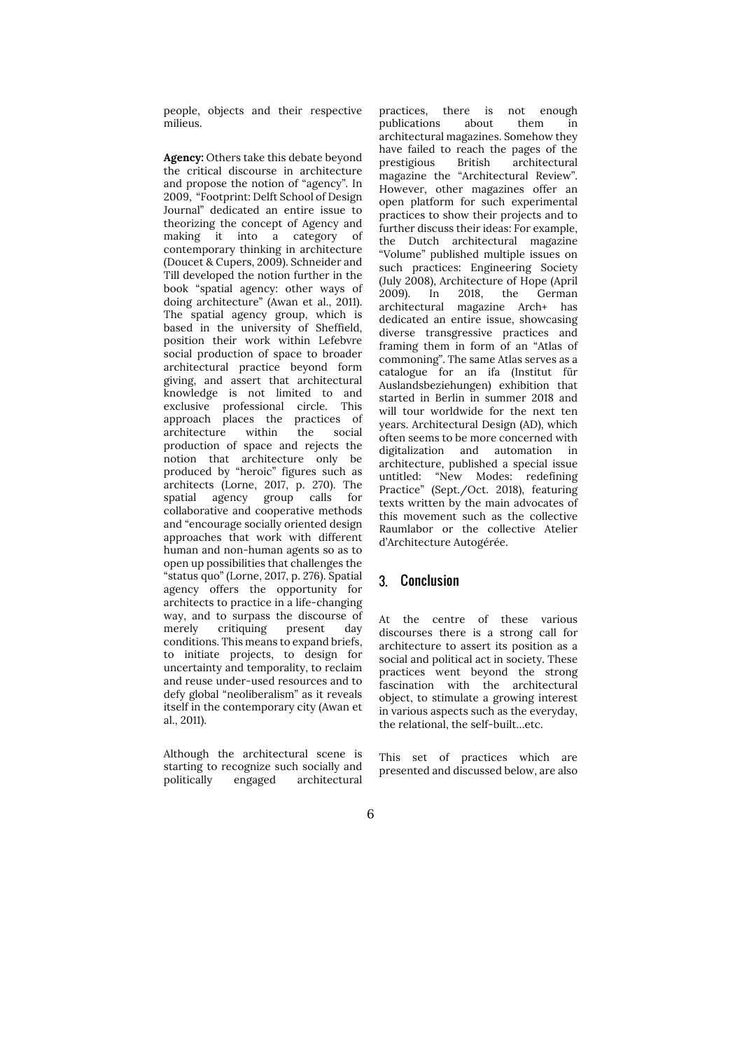people, objects and their respective milieus.

**Agency:** Others take this debate beyond the critical discourse in architecture and propose the notion of "agency". In 2009, "Footprint: Delft School of Design Journal" dedicated an entire issue to theorizing the concept of Agency and making it into a category of contemporary thinking in architecture (Doucet & Cupers, 2009). Schneider and Till developed the notion further in the book "spatial agency: other ways of doing architecture" (Awan et al., 2011). The spatial agency group, which is based in the university of Sheffield, position their work within Lefebvre social production of space to broader architectural practice beyond form giving, and assert that architectural knowledge is not limited to and exclusive professional circle. This approach places the practices of architecture within the social production of space and rejects the notion that architecture only be produced by "heroic" figures such as architects (Lorne, 2017, p. 270). The spatial agency group calls for collaborative and cooperative methods and "encourage socially oriented design approaches that work with different human and non-human agents so as to open up possibilities that challenges the "status quo" (Lorne, 2017, p. 276). Spatial agency offers the opportunity for architects to practice in a life-changing way, and to surpass the discourse of merely critiquing present day conditions. This means to expand briefs, to initiate projects, to design for uncertainty and temporality, to reclaim and reuse under-used resources and to defy global "neoliberalism" as it reveals itself in the contemporary city (Awan et al., 2011).

Although the architectural scene is starting to recognize such socially and politically engaged architectural practices, there is not enough publications about them in architectural magazines. Somehow they have failed to reach the pages of the prestigious British architectural magazine the "Architectural Review". However, other magazines offer an open platform for such experimental practices to show their projects and to further discuss their ideas: For example, the Dutch architectural magazine "Volume" published multiple issues on such practices: Engineering Society (July 2008), Architecture of Hope (April 2009). In 2018, the German architectural magazine Arch+ has dedicated an entire issue, showcasing diverse transgressive practices and framing them in form of an "Atlas of commoning". The same Atlas serves as a catalogue for an ifa (Institut für Auslandsbeziehungen) exhibition that started in Berlin in summer 2018 and will tour worldwide for the next ten years. Architectural Design (AD), which often seems to be more concerned with digitalization and automation in architecture, published a special issue untitled: "New Modes: redefining Practice" (Sept./Oct. 2018), featuring texts written by the main advocates of this movement such as the collective Raumlabor or the collective Atelier d'Architecture Autogérée.

## 3. Conclusion

At the centre of these various discourses there is a strong call for architecture to assert its position as a social and political act in society. These practices went beyond the strong fascination with the architectural object, to stimulate a growing interest in various aspects such as the everyday, the relational, the self-built…etc.

This set of practices which are presented and discussed below, are also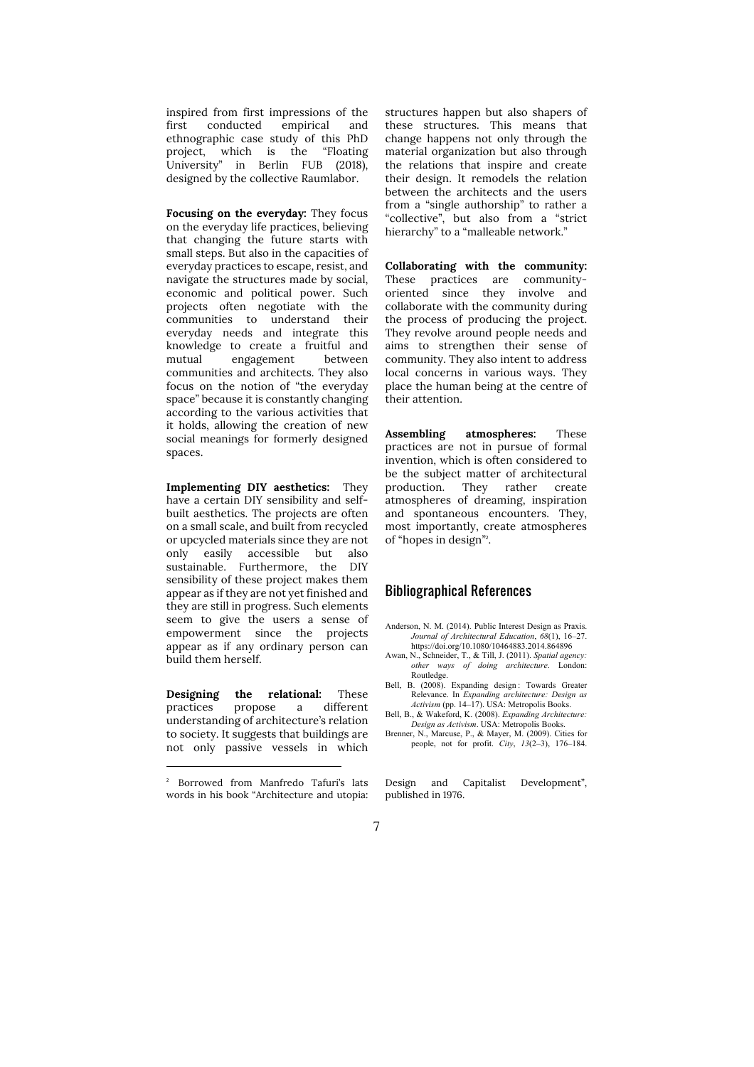inspired from first impressions of the first conducted empirical and ethnographic case study of this PhD project, which is the "Floating University" in Berlin FUB (2018), designed by the collective Raumlabor.

**Focusing on the everyday:** They focus on the everyday life practices, believing that changing the future starts with small steps. But also in the capacities of everyday practices to escape, resist, and navigate the structures made by social, economic and political power. Such projects often negotiate with the communities to understand their everyday needs and integrate this knowledge to create a fruitful and mutual engagement between communities and architects. They also focus on the notion of "the everyday space" because it is constantly changing according to the various activities that it holds, allowing the creation of new social meanings for formerly designed spaces.

**Implementing DIY aesthetics:** They have a certain DIY sensibility and self-built aesthetics. The projects are often on a small scale, and built from recycled or upcycled materials since they are not only easily accessible but also sustainable. Furthermore, the DIY sensibility of these project makes them appear as if they are not yet finished and they are still in progress. Such elements seem to give the users a sense of empowerment since the projects appear as if any ordinary person can build them herself.

**Designing the relational:** These practices propose a different understanding of architecture's relation to society. It suggests that buildings are not only passive vessels in which structures happen but also shapers of these structures. This means that change happens not only through the material organization but also through the relations that inspire and create their design. It remodels the relation between the architects and the users from a "single authorship" to rather a "collective", but also from a "strict hierarchy" to a "malleable network."

**Collaborating with the community:** These practices are community-oriented since they involve and collaborate with the community during the process of producing the project. They revolve around people needs and aims to strengthen their sense of community. They also intent to address local concerns in various ways. They place the human being at the centre of their attention.

**Assembling atmospheres:** These practices are not in pursue of formal invention, which is often considered to be the subject matter of architectural production. They rather create atmospheres of dreaming, inspiration and spontaneous encounters. They, most importantly, create atmospheres of "hopes in design"[2].

## Bibliographical References

Anderson, N. M. (2014). Public Interest Design as Praxis. *Journal of Architectural Education*, *68*(1), 16–27. https://doi.org/10.1080/10464883.2014.864896

Awan, N., Schneider, T., & Till, J. (2011). *Spatial agency: other ways of doing architecture*. London: Routledge.

Bell, B. (2008). Expanding design : Towards Greater Relevance. In *Expanding architecture: Design as Activism* (pp. 14–17). USA: Metropolis Books.

Bell, B., & Wakeford, K. (2008). *Expanding Architecture: Design as Activism*. USA: Metropolis Books.

Brenner, N., Marcuse, P., & Mayer, M. (2009). Cities for people, not for profit. *City*, *13*(2–3), 176–184.

---

[2] Borrowed from Manfredo Tafuri's lats words in his book "Architecture and utopia: Design and Capitalist Development", published in 1976.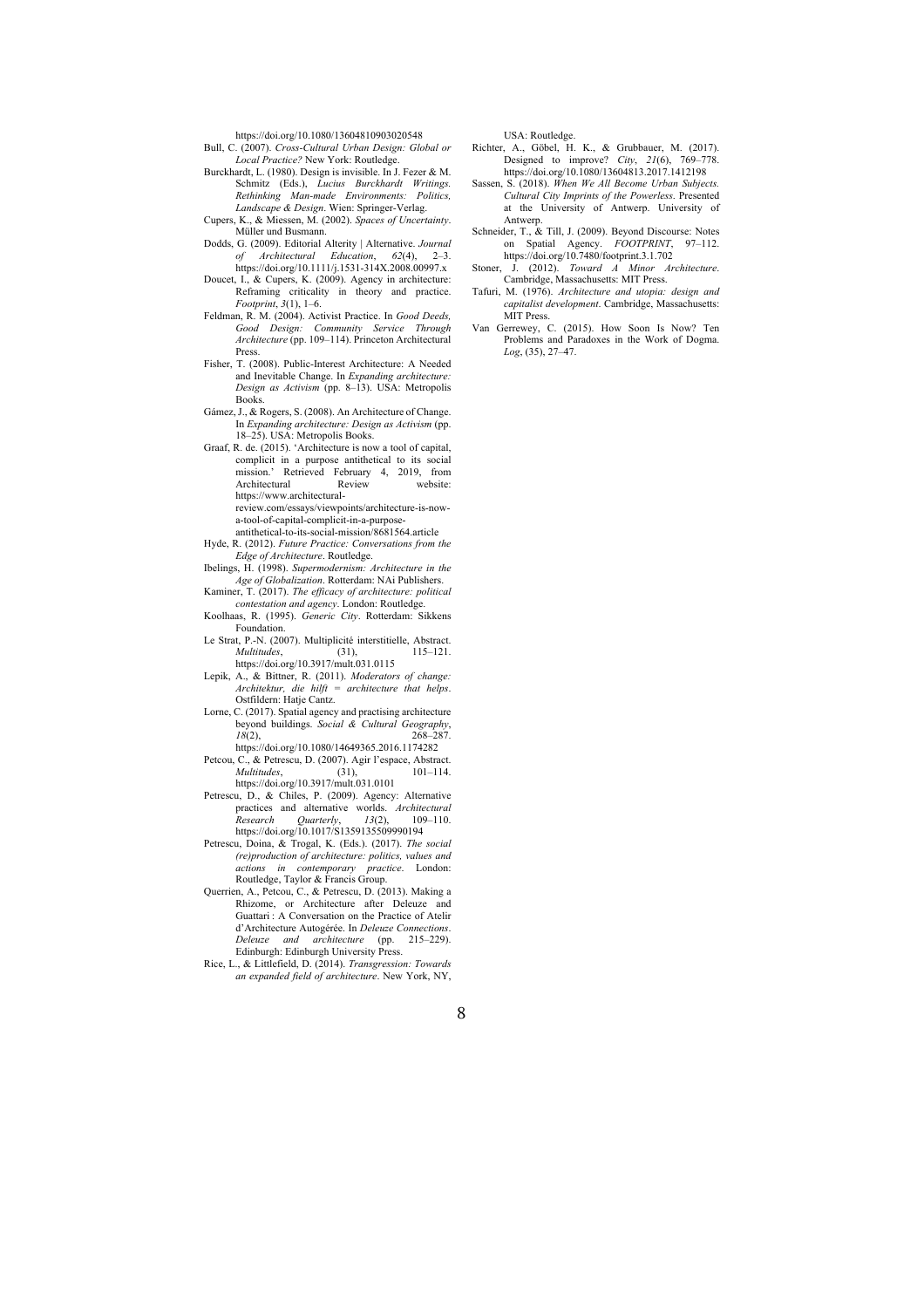https://doi.org/10.1080/13604810903020548

Bull, C. (2007). *Cross-Cultural Urban Design: Global or Local Practice?* New York: Routledge.

Burckhardt, L. (1980). Design is invisible. In J. Fezer & M. Schmitz (Eds.), *Lucius Burckhardt Writings. Rethinking Man-made Environments: Politics, Landscape & Design*. Wien: Springer-Verlag.

Cupers, K., & Miessen, M. (2002). *Spaces of Uncertainty*. Müller und Busmann.

Dodds, G. (2009). Editorial Alterity | Alternative. *Journal of Architectural Education*, *62*(4), 2–3. https://doi.org/10.1111/j.1531-314X.2008.00997.x

Doucet, I., & Cupers, K. (2009). Agency in architecture: Reframing criticality in theory and practice. *Footprint*, *3*(1), 1–6.

Feldman, R. M. (2004). Activist Practice. In *Good Deeds, Good Design: Community Service Through Architecture* (pp. 109–114). Princeton Architectural Press.

Fisher, T. (2008). Public-Interest Architecture: A Needed and Inevitable Change. In *Expanding architecture: Design as Activism* (pp. 8–13). USA: Metropolis Books.

Gámez, J., & Rogers, S. (2008). An Architecture of Change. In *Expanding architecture: Design as Activism* (pp. 18–25). USA: Metropolis Books.

Graaf, R. de. (2015). 'Architecture is now a tool of capital, complicit in a purpose antithetical to its social mission.' Retrieved February 4, 2019, from Architectural Review website: https://www.architectural-review.com/essays/viewpoints/architecture-is-now-a-tool-of-capital-complicit-in-a-purpose-antithetical-to-its-social-mission/8681564.article

Hyde, R. (2012). *Future Practice: Conversations from the Edge of Architecture*. Routledge.

Ibelings, H. (1998). *Supermodernism: Architecture in the Age of Globalization*. Rotterdam: NAi Publishers.

Kaminer, T. (2017). *The efficacy of architecture: political contestation and agency*. London: Routledge.

Koolhaas, R. (1995). *Generic City*. Rotterdam: Sikkens Foundation.

Le Strat, P.-N. (2007). Multiplicité interstitielle, Abstract. *Multitudes*, (31), 115–121. https://doi.org/10.3917/mult.031.0115

Lepik, A., & Bittner, R. (2011). *Moderators of change: Architektur, die hilft = architecture that helps*. Ostfildern: Hatje Cantz.

Lorne, C. (2017). Spatial agency and practising architecture beyond buildings. *Social & Cultural Geography*, *18*(2), 268–287. https://doi.org/10.1080/14649365.2016.1174282

Petcou, C., & Petrescu, D. (2007). Agir l'espace, Abstract. *Multitudes*, (31), 101–114. https://doi.org/10.3917/mult.031.0101

Petrescu, D., & Chiles, P. (2009). Agency: Alternative practices and alternative worlds. *Architectural Research Quarterly*, *13*(2), 109–110. https://doi.org/10.1017/S1359135509990194

Petrescu, Doina, & Trogal, K. (Eds.). (2017). *The social (re)production of architecture: politics, values and actions in contemporary practice*. London: Routledge, Taylor & Francis Group.

Querrien, A., Petcou, C., & Petrescu, D. (2013). Making a Rhizome, or Architecture after Deleuze and Guattari : A Conversation on the Practice of Atelir d'Architecture Autogérée. In *Deleuze Connections*. *Deleuze and architecture* (pp. 215–229). Edinburgh: Edinburgh University Press.

Rice, L., & Littlefield, D. (2014). *Transgression: Towards an expanded field of architecture*. New York, NY, USA: Routledge.

Richter, A., Göbel, H. K., & Grubbauer, M. (2017). Designed to improve? *City*, *21*(6), 769–778. https://doi.org/10.1080/13604813.2017.1412198

Sassen, S. (2018). *When We All Become Urban Subjects. Cultural City Imprints of the Powerless*. Presented at the University of Antwerp. University of Antwerp.

Schneider, T., & Till, J. (2009). Beyond Discourse: Notes on Spatial Agency. *FOOTPRINT*, 97–112. https://doi.org/10.7480/footprint.3.1.702

Stoner, J. (2012). *Toward A Minor Architecture*. Cambridge, Massachusetts: MIT Press.

Tafuri, M. (1976). *Architecture and utopia: design and capitalist development*. Cambridge, Massachusetts: MIT Press.

Van Gerrewey, C. (2015). How Soon Is Now? Ten Problems and Paradoxes in the Work of Dogma. *Log*, (35), 27–47.